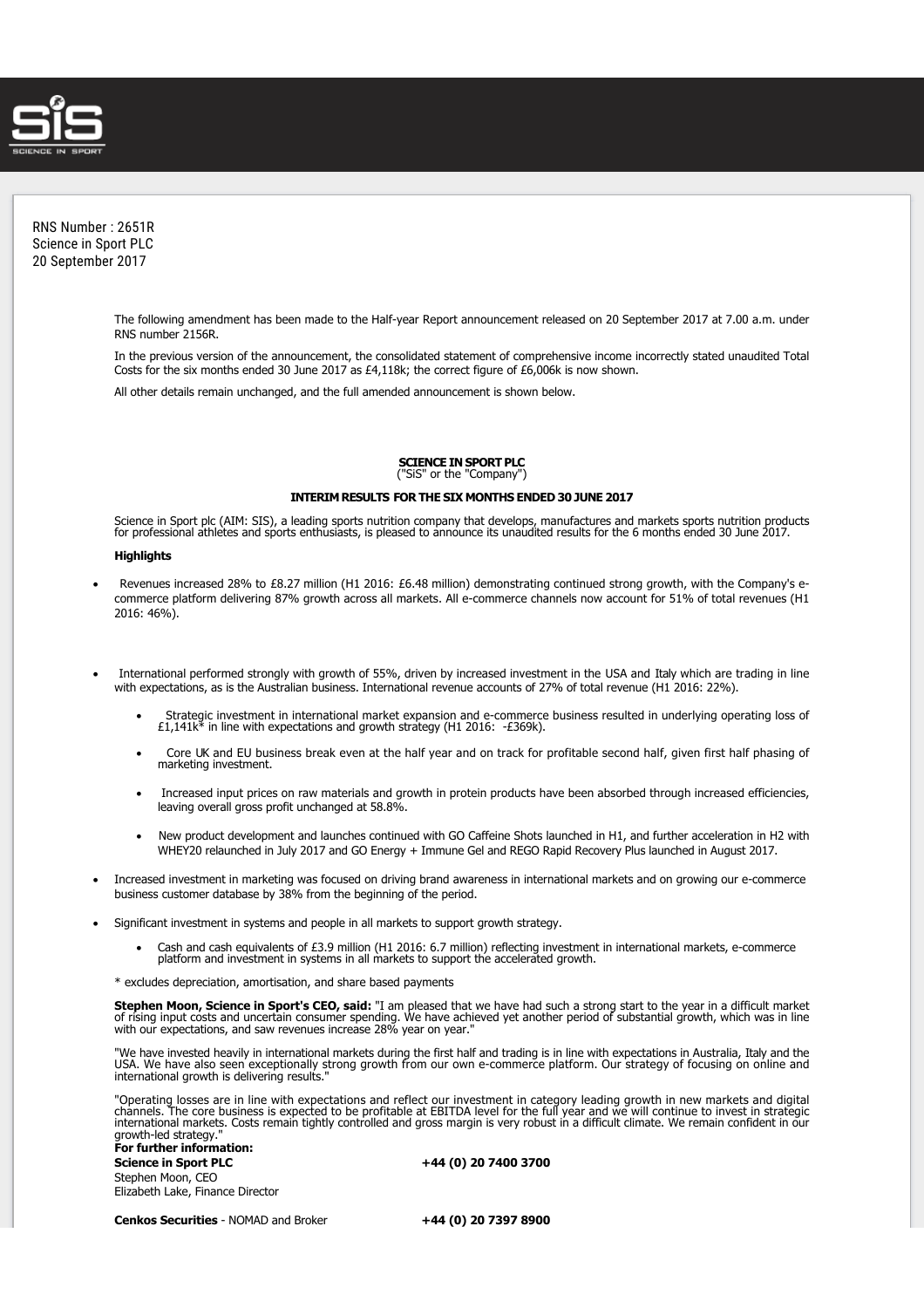RNS Number : 2651R
Science in Sport PLC
20 September 2017

The following amendment has been made to the Half-year Report announcement released on 20 September 2017 at 7.00 a.m. under RNS number 2156R.

In the previous version of the announcement, the consolidated statement of comprehensive income incorrectly stated unaudited Total Costs for the six months ended 30 June 2017 as £4,118k; the correct figure of £6,006k is now shown.

All other details remain unchanged, and the full amended announcement is shown below.

**SCIENCE IN SPORT PLC**
("SiS" or the "Company")

**INTERIM RESULTS FOR THE SIX MONTHS ENDED 30 JUNE 2017**

Science in Sport plc (AIM: SIS), a leading sports nutrition company that develops, manufactures and markets sports nutrition products for professional athletes and sports enthusiasts, is pleased to announce its unaudited results for the 6 months ended 30 June 2017.

**Highlights**

- Revenues increased 28% to £8.27 million (H1 2016: £6.48 million) demonstrating continued strong growth, with the Company's e-commerce platform delivering 87% growth across all markets. All e-commerce channels now account for 51% of total revenues (H1 2016: 46%).

- International performed strongly with growth of 55%, driven by increased investment in the USA and Italy which are trading in line with expectations, as is the Australian business. International revenue accounts of 27% of total revenue (H1 2016: 22%).
    - Strategic investment in international market expansion and e-commerce business resulted in underlying operating loss of £1,141k* in line with expectations and growth strategy (H1 2016: -£369k).
    - Core UK and EU business break even at the half year and on track for profitable second half, given first half phasing of marketing investment.
    - Increased input prices on raw materials and growth in protein products have been absorbed through increased efficiencies, leaving overall gross profit unchanged at 58.8%.
    - New product development and launches continued with GO Caffeine Shots launched in H1, and further acceleration in H2 with WHEY20 relaunched in July 2017 and GO Energy + Immune Gel and REGO Rapid Recovery Plus launched in August 2017.
- Increased investment in marketing was focused on driving brand awareness in international markets and on growing our e-commerce business customer database by 38% from the beginning of the period.
- Significant investment in systems and people in all markets to support growth strategy.
    - Cash and cash equivalents of £3.9 million (H1 2016: 6.7 million) reflecting investment in international markets, e-commerce platform and investment in systems in all markets to support the accelerated growth.

\* excludes depreciation, amortisation, and share based payments

**Stephen Moon, Science in Sport's CEO, said:** "I am pleased that we have had such a strong start to the year in a difficult market of rising input costs and uncertain consumer spending. We have achieved yet another period of substantial growth, which was in line with our expectations, and saw revenues increase 28% year on year."

"We have invested heavily in international markets during the first half and trading is in line with expectations in Australia, Italy and the USA. We have also seen exceptionally strong growth from our own e-commerce platform. Our strategy of focusing on online and international growth is delivering results."

"Operating losses are in line with expectations and reflect our investment in category leading growth in new markets and digital channels. The core business is expected to be profitable at EBITDA level for the full year and we will continue to invest in strategic international markets. Costs remain tightly controlled and gross margin is very robust in a difficult climate. We remain confident in our growth-led strategy."

**For further information:**

| | |
|---|---|
| **Science in Sport PLC** | **+44 (0) 20 7400 3700** |
| Stephen Moon, CEO | |
| Elizabeth Lake, Finance Director | |
| | |
| **Cenkos Securities** - NOMAD and Broker | **+44 (0) 20 7397 8900** |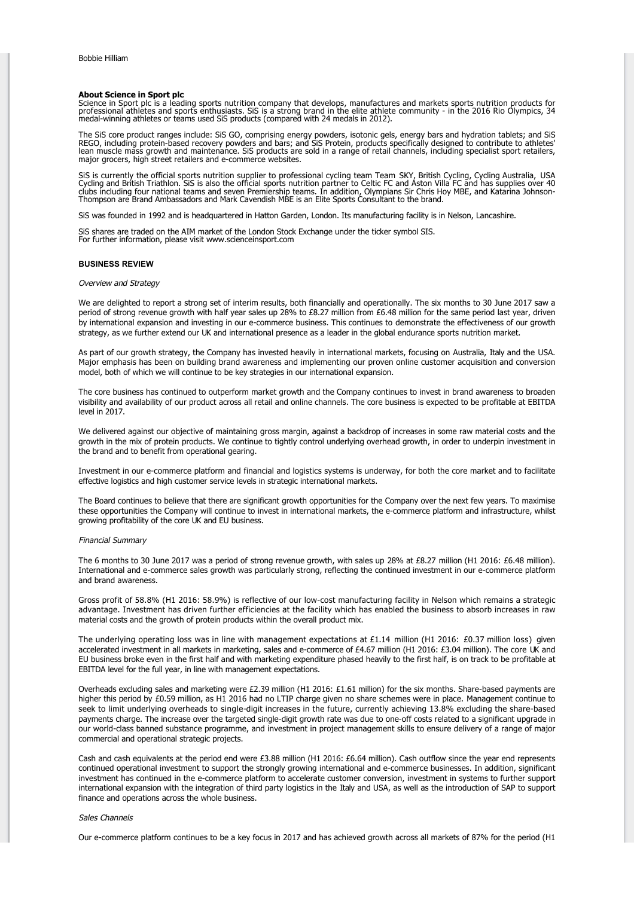Bobbie Hilliam

**About Science in Sport plc**
Science in Sport plc is a leading sports nutrition company that develops, manufactures and markets sports nutrition products for professional athletes and sports enthusiasts. SiS is a strong brand in the elite athlete community - in the 2016 Rio Olympics, 34 medal-winning athletes or teams used SiS products (compared with 24 medals in 2012).

The SiS core product ranges include: SiS GO, comprising energy powders, isotonic gels, energy bars and hydration tablets; and SiS REGO, including protein-based recovery powders and bars; and SiS Protein, products specifically designed to contribute to athletes' lean muscle mass growth and maintenance. SiS products are sold in a range of retail channels, including specialist sport retailers, major grocers, high street retailers and e-commerce websites.

SiS is currently the official sports nutrition supplier to professional cycling team Team SKY, British Cycling, Cycling Australia, USA Cycling and British Triathlon. SiS is also the official sports nutrition partner to Celtic FC and Aston Villa FC and has supplies over 40 clubs including four national teams and seven Premiership teams. In addition, Olympians Sir Chris Hoy MBE, and Katarina Johnson-Thompson are Brand Ambassadors and Mark Cavendish MBE is an Elite Sports Consultant to the brand.

SiS was founded in 1992 and is headquartered in Hatton Garden, London. Its manufacturing facility is in Nelson, Lancashire.

SiS shares are traded on the AIM market of the London Stock Exchange under the ticker symbol SIS.
For further information, please visit www.scienceinsport.com

## BUSINESS REVIEW

*Overview and Strategy*

We are delighted to report a strong set of interim results, both financially and operationally. The six months to 30 June 2017 saw a period of strong revenue growth with half year sales up 28% to £8.27 million from £6.48 million for the same period last year, driven by international expansion and investing in our e-commerce business. This continues to demonstrate the effectiveness of our growth strategy, as we further extend our UK and international presence as a leader in the global endurance sports nutrition market.

As part of our growth strategy, the Company has invested heavily in international markets, focusing on Australia, Italy and the USA. Major emphasis has been on building brand awareness and implementing our proven online customer acquisition and conversion model, both of which we will continue to be key strategies in our international expansion.

The core business has continued to outperform market growth and the Company continues to invest in brand awareness to broaden visibility and availability of our product across all retail and online channels. The core business is expected to be profitable at EBITDA level in 2017.

We delivered against our objective of maintaining gross margin, against a backdrop of increases in some raw material costs and the growth in the mix of protein products. We continue to tightly control underlying overhead growth, in order to underpin investment in the brand and to benefit from operational gearing.

Investment in our e-commerce platform and financial and logistics systems is underway, for both the core market and to facilitate effective logistics and high customer service levels in strategic international markets.

The Board continues to believe that there are significant growth opportunities for the Company over the next few years. To maximise these opportunities the Company will continue to invest in international markets, the e-commerce platform and infrastructure, whilst growing profitability of the core UK and EU business.

*Financial Summary*

The 6 months to 30 June 2017 was a period of strong revenue growth, with sales up 28% at £8.27 million (H1 2016: £6.48 million). International and e-commerce sales growth was particularly strong, reflecting the continued investment in our e-commerce platform and brand awareness.

Gross profit of 58.8% (H1 2016: 58.9%) is reflective of our low-cost manufacturing facility in Nelson which remains a strategic advantage. Investment has driven further efficiencies at the facility which has enabled the business to absorb increases in raw material costs and the growth of protein products within the overall product mix.

The underlying operating loss was in line with management expectations at £1.14 million (H1 2016: £0.37 million loss) given accelerated investment in all markets in marketing, sales and e-commerce of £4.67 million (H1 2016: £3.04 million). The core UK and EU business broke even in the first half and with marketing expenditure phased heavily to the first half, is on track to be profitable at EBITDA level for the full year, in line with management expectations.

Overheads excluding sales and marketing were £2.39 million (H1 2016: £1.61 million) for the six months. Share-based payments are higher this period by £0.59 million, as H1 2016 had no LTIP charge given no share schemes were in place. Management continue to seek to limit underlying overheads to single-digit increases in the future, currently achieving 13.8% excluding the share-based payments charge. The increase over the targeted single-digit growth rate was due to one-off costs related to a significant upgrade in our world-class banned substance programme, and investment in project management skills to ensure delivery of a range of major commercial and operational strategic projects.

Cash and cash equivalents at the period end were £3.88 million (H1 2016: £6.64 million). Cash outflow since the year end represents continued operational investment to support the strongly growing international and e-commerce businesses. In addition, significant investment has continued in the e-commerce platform to accelerate customer conversion, investment in systems to further support international expansion with the integration of third party logistics in the Italy and USA, as well as the introduction of SAP to support finance and operations across the whole business.

*Sales Channels*

Our e-commerce platform continues to be a key focus in 2017 and has achieved growth across all markets of 87% for the period (H1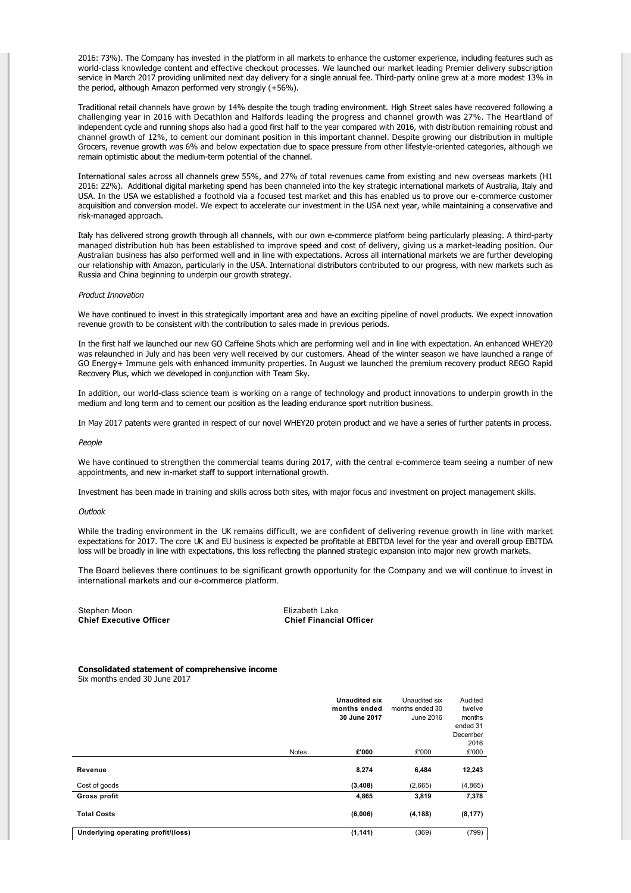2016: 73%). The Company has invested in the platform in all markets to enhance the customer experience, including features such as world-class knowledge content and effective checkout processes. We launched our market leading Premier delivery subscription service in March 2017 providing unlimited next day delivery for a single annual fee. Third-party online grew at a more modest 13% in the period, although Amazon performed very strongly (+56%).

Traditional retail channels have grown by 14% despite the tough trading environment. High Street sales have recovered following a challenging year in 2016 with Decathlon and Halfords leading the progress and channel growth was 27%. The Heartland of independent cycle and running shops also had a good first half to the year compared with 2016, with distribution remaining robust and channel growth of 12%, to cement our dominant position in this important channel. Despite growing our distribution in multiple Grocers, revenue growth was 6% and below expectation due to space pressure from other lifestyle-oriented categories, although we remain optimistic about the medium-term potential of the channel.

International sales across all channels grew 55%, and 27% of total revenues came from existing and new overseas markets (H1 2016: 22%). Additional digital marketing spend has been channeled into the key strategic international markets of Australia, Italy and USA. In the USA we established a foothold via a focused test market and this has enabled us to prove our e-commerce customer acquisition and conversion model. We expect to accelerate our investment in the USA next year, while maintaining a conservative and risk-managed approach.

Italy has delivered strong growth through all channels, with our own e-commerce platform being particularly pleasing. A third-party managed distribution hub has been established to improve speed and cost of delivery, giving us a market-leading position. Our Australian business has also performed well and in line with expectations. Across all international markets we are further developing our relationship with Amazon, particularly in the USA. International distributors contributed to our progress, with new markets such as Russia and China beginning to underpin our growth strategy.

*Product Innovation*

We have continued to invest in this strategically important area and have an exciting pipeline of novel products. We expect innovation revenue growth to be consistent with the contribution to sales made in previous periods.

In the first half we launched our new GO Caffeine Shots which are performing well and in line with expectation. An enhanced WHEY20 was relaunched in July and has been very well received by our customers. Ahead of the winter season we have launched a range of GO Energy+ Immune gels with enhanced immunity properties. In August we launched the premium recovery product REGO Rapid Recovery Plus, which we developed in conjunction with Team Sky.

In addition, our world-class science team is working on a range of technology and product innovations to underpin growth in the medium and long term and to cement our position as the leading endurance sport nutrition business.

In May 2017 patents were granted in respect of our novel WHEY20 protein product and we have a series of further patents in process.

*People*

We have continued to strengthen the commercial teams during 2017, with the central e-commerce team seeing a number of new appointments, and new in-market staff to support international growth.

Investment has been made in training and skills across both sites, with major focus and investment on project management skills.

*Outlook*

While the trading environment in the UK remains difficult, we are confident of delivering revenue growth in line with market expectations for 2017. The core UK and EU business is expected be profitable at EBITDA level for the year and overall group EBITDA loss will be broadly in line with expectations, this loss reflecting the planned strategic expansion into major new growth markets.

The Board believes there continues to be significant growth opportunity for the Company and we will continue to invest in international markets and our e-commerce platform.

Stephen Moon
**Chief Executive Officer**

Elizabeth Lake
**Chief Financial Officer**

**Consolidated statement of comprehensive income**
Six months ended 30 June 2017

| | Notes | **Unaudited six months ended 30 June 2017** | Unaudited six months ended 30 June 2016 | Audited twelve months ended 31 December 2016 |
|---|---|---|---|---|
| | | **£'000** | £'000 | £'000 |
| **Revenue** | | **8,274** | **6,484** | **12,243** |
| Cost of goods | | **(3,408)** | (2,665) | (4,865) |
| **Gross profit** | | **4,865** | **3,819** | **7,378** |
| **Total Costs** | | **(6,006)** | **(4,188)** | **(8,177)** |
| **Underlying operating profit/(loss)** | | **(1,141)** | (369) | (799) |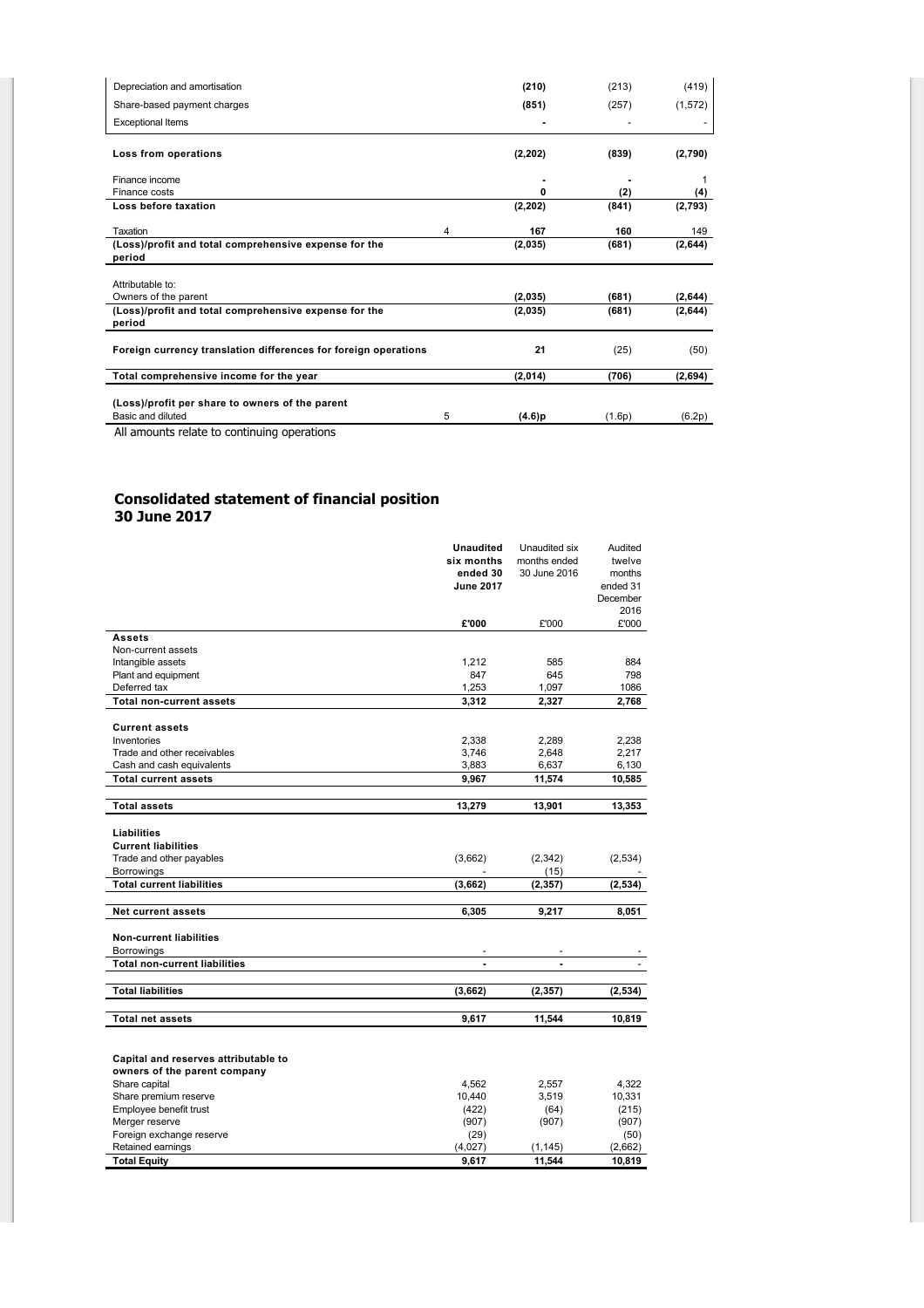| | | | | |
|---|---|---|---|---|
| Depreciation and amortisation | | **(210)** | (213) | (419) |
| Share-based payment charges | | **(851)** | (257) | (1,572) |
| Exceptional Items | | **-** | - | - |
| **Loss from operations** | | **(2,202)** | **(839)** | **(2,790)** |
| Finance income | | **-** | **-** | 1 |
| Finance costs | | **0** | **(2)** | **(4)** |
| **Loss before taxation** | | **(2,202)** | **(841)** | **(2,793)** |
| Taxation | 4 | **167** | **160** | 149 |
| **(Loss)/profit and total comprehensive expense for the period** | | **(2,035)** | **(681)** | **(2,644)** |
| Attributable to: | | | | |
| Owners of the parent | | **(2,035)** | **(681)** | **(2,644)** |
| **(Loss)/profit and total comprehensive expense for the period** | | **(2,035)** | **(681)** | **(2,644)** |
| **Foreign currency translation differences for foreign operations** | | **21** | (25) | (50) |
| **Total comprehensive income for the year** | | **(2,014)** | **(706)** | **(2,694)** |
| **(Loss)/profit per share to owners of the parent** | | | | |
| Basic and diluted | 5 | **(4.6)p** | (1.6p) | (6.2p) |

All amounts relate to continuing operations

## Consolidated statement of financial position 30 June 2017

| | **Unaudited six months ended 30 June 2017** | Unaudited six months ended 30 June 2016 | Audited twelve months ended 31 December 2016 |
|---|---|---|---|
| | **£'000** | £'000 | £'000 |
| **Assets** | | | |
| Non-current assets | | | |
| Intangible assets | 1,212 | 585 | 884 |
| Plant and equipment | 847 | 645 | 798 |
| Deferred tax | 1,253 | 1,097 | 1086 |
| **Total non-current assets** | **3,312** | **2,327** | **2,768** |
| **Current assets** | | | |
| Inventories | 2,338 | 2,289 | 2,238 |
| Trade and other receivables | 3,746 | 2,648 | 2,217 |
| Cash and cash equivalents | 3,883 | 6,637 | 6,130 |
| **Total current assets** | **9,967** | **11,574** | **10,585** |
| **Total assets** | **13,279** | **13,901** | **13,353** |
| **Liabilities** | | | |
| **Current liabilities** | | | |
| Trade and other payables | (3,662) | (2,342) | (2,534) |
| Borrowings | - | (15) | - |
| **Total current liabilities** | **(3,662)** | **(2,357)** | **(2,534)** |
| **Net current assets** | **6,305** | **9,217** | **8,051** |
| **Non-current liabilities** | | | |
| Borrowings | - | - | - |
| **Total non-current liabilities** | **-** | **-** | - |
| **Total liabilities** | **(3,662)** | **(2,357)** | **(2,534)** |
| **Total net assets** | **9,617** | **11,544** | **10,819** |
| **Capital and reserves attributable to owners of the parent company** | | | |
| Share capital | 4,562 | 2,557 | 4,322 |
| Share premium reserve | 10,440 | 3,519 | 10,331 |
| Employee benefit trust | (422) | (64) | (215) |
| Merger reserve | (907) | (907) | (907) |
| Foreign exchange reserve | (29) | | (50) |
| Retained earnings | (4,027) | (1,145) | (2,662) |
| **Total Equity** | **9,617** | **11,544** | **10,819** |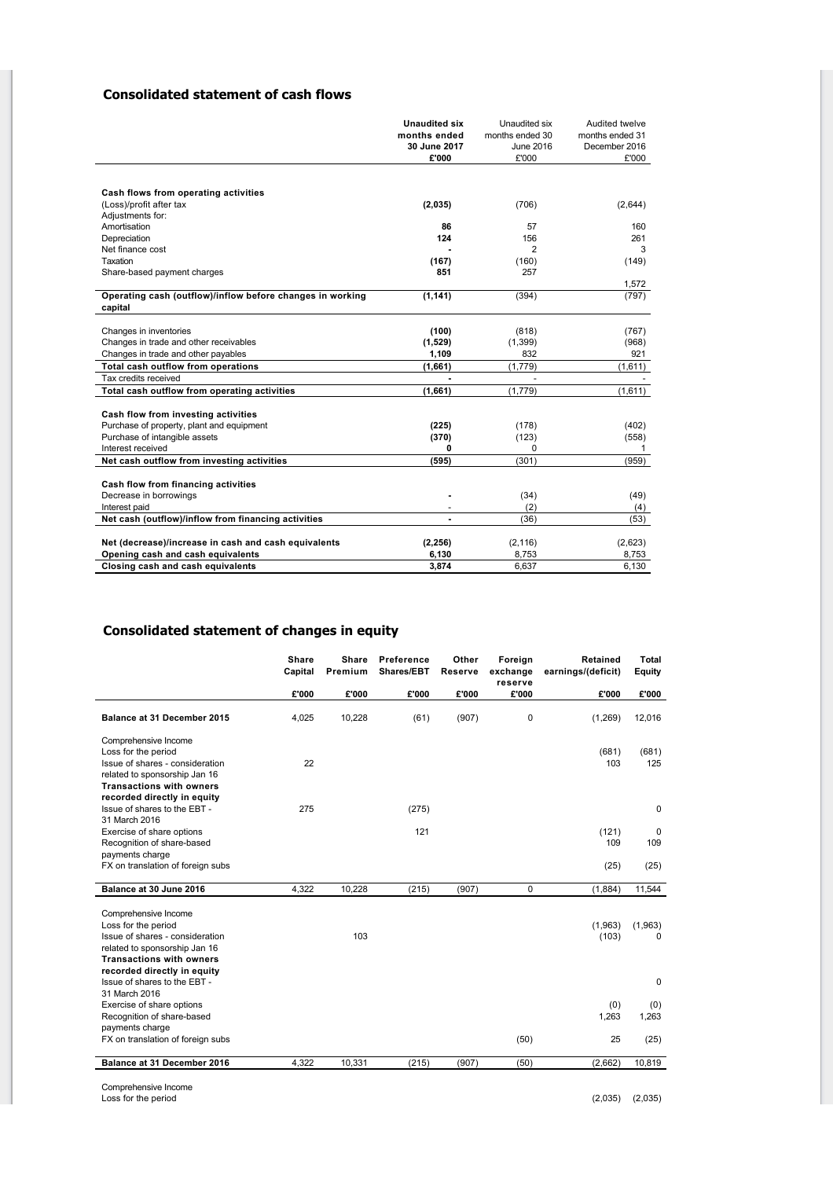## Consolidated statement of cash flows

| | **Unaudited six months ended 30 June 2017** | Unaudited six months ended 30 June 2016 | Audited twelve months ended 31 December 2016 |
|---|---|---|---|
| | **£'000** | £'000 | £'000 |
| **Cash flows from operating activities** | | | |
| (Loss)/profit after tax | **(2,035)** | (706) | (2,644) |
| Adjustments for: | | | |
| Amortisation | **86** | 57 | 160 |
| Depreciation | **124** | 156 | 261 |
| Net finance cost | **-** | 2 | 3 |
| Taxation | **(167)** | (160) | (149) |
| Share-based payment charges | **851** | 257 | 1,572 |
| **Operating cash (outflow)/inflow before changes in working capital** | **(1,141)** | (394) | (797) |
| Changes in inventories | **(100)** | (818) | (767) |
| Changes in trade and other receivables | **(1,529)** | (1,399) | (968) |
| Changes in trade and other payables | **1,109** | 832 | 921 |
| **Total cash outflow from operations** | **(1,661)** | (1,779) | (1,611) |
| Tax credits received | **-** | - | - |
| **Total cash outflow from operating activities** | **(1,661)** | (1,779) | (1,611) |
| **Cash flow from investing activities** | | | |
| Purchase of property, plant and equipment | **(225)** | (178) | (402) |
| Purchase of intangible assets | **(370)** | (123) | (558) |
| Interest received | **0** | 0 | 1 |
| **Net cash outflow from investing activities** | **(595)** | (301) | (959) |
| **Cash flow from financing activities** | | | |
| Decrease in borrowings | **-** | (34) | (49) |
| Interest paid | - | (2) | (4) |
| **Net cash (outflow)/inflow from financing activities** | **-** | (36) | (53) |
| **Net (decrease)/increase in cash and cash equivalents** | **(2,256)** | (2,116) | (2,623) |
| **Opening cash and cash equivalents** | **6,130** | 8,753 | 8,753 |
| **Closing cash and cash equivalents** | **3,874** | 6,637 | 6,130 |

## Consolidated statement of changes in equity

| | **Share Capital** | **Share Premium** | **Preference Shares/EBT** | **Other Reserve** | **Foreign exchange reserve** | **Retained earnings/(deficit)** | **Total Equity** |
|---|---|---|---|---|---|---|---|
| | **£'000** | **£'000** | **£'000** | **£'000** | **£'000** | **£'000** | **£'000** |
| **Balance at 31 December 2015** | 4,025 | 10,228 | (61) | (907) | 0 | (1,269) | 12,016 |
| Comprehensive Income | | | | | | | |
| Loss for the period | | | | | | (681) | (681) |
| Issue of shares - consideration related to sponsorship Jan 16 | 22 | | | | | 103 | 125 |
| **Transactions with owners recorded directly in equity** | | | | | | | |
| Issue of shares to the EBT - 31 March 2016 | 275 | | (275) | | | | 0 |
| Exercise of share options | | | 121 | | | (121) | 0 |
| Recognition of share-based payments charge | | | | | | 109 | 109 |
| FX on translation of foreign subs | | | | | | (25) | (25) |
| **Balance at 30 June 2016** | 4,322 | 10,228 | (215) | (907) | 0 | (1,884) | 11,544 |
| Comprehensive Income | | | | | | | |
| Loss for the period | | | | | | (1,963) | (1,963) |
| Issue of shares - consideration related to sponsorship Jan 16 | | 103 | | | | (103) | 0 |
| **Transactions with owners recorded directly in equity** | | | | | | | |
| Issue of shares to the EBT - 31 March 2016 | | | | | | | 0 |
| Exercise of share options | | | | | | (0) | (0) |
| Recognition of share-based payments charge | | | | | | 1,263 | 1,263 |
| FX on translation of foreign subs | | | | | (50) | 25 | (25) |
| **Balance at 31 December 2016** | 4,322 | 10,331 | (215) | (907) | (50) | (2,662) | 10,819 |
| Comprehensive Income | | | | | | | |
| Loss for the period | | | | | | (2,035) | (2,035) |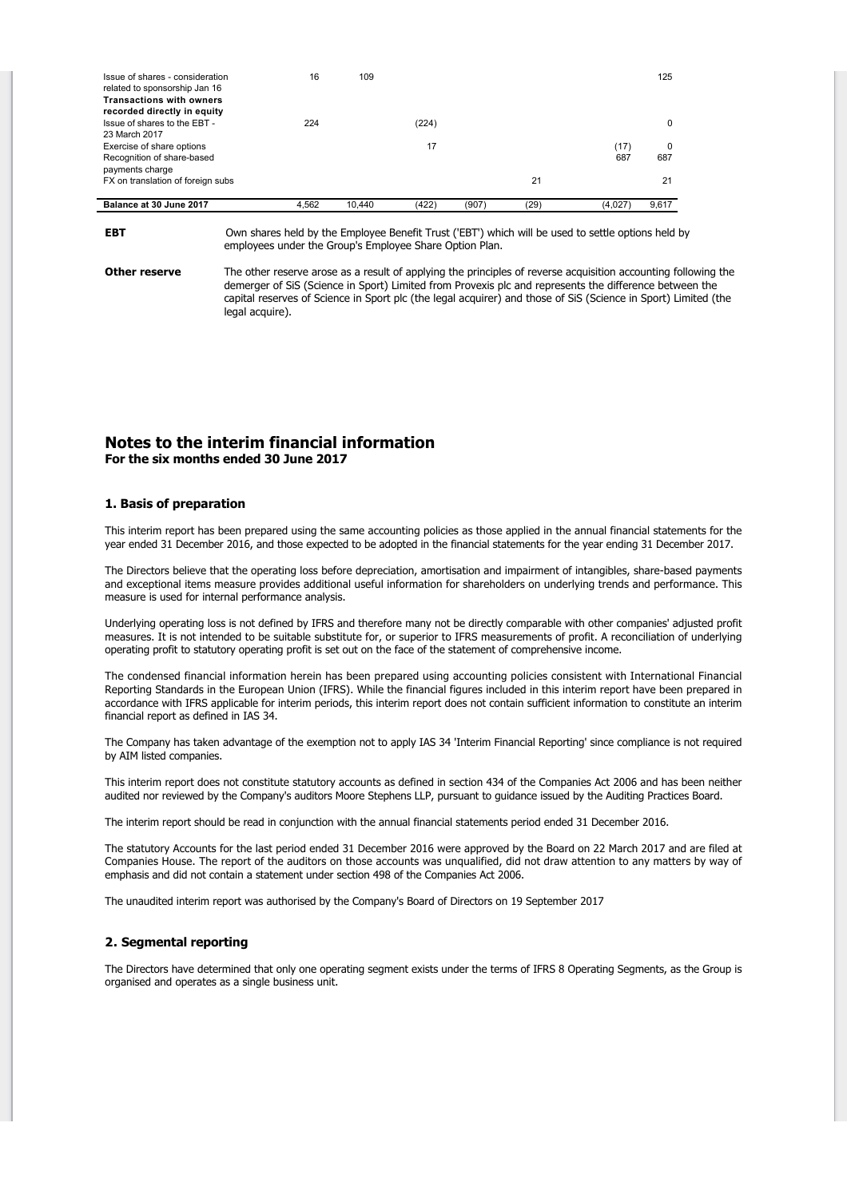| | | | | | | | |
|---|---|---|---|---|---|---|---|
| Issue of shares - consideration related to sponsorship Jan 16 | 16 | 109 | | | | | 125 |
| **Transactions with owners recorded directly in equity** | | | | | | | |
| Issue of shares to the EBT - 23 March 2017 | 224 | | (224) | | | | 0 |
| Exercise of share options | | | 17 | | | (17) | 0 |
| Recognition of share-based payments charge | | | | | | 687 | 687 |
| FX on translation of foreign subs | | | | | 21 | | 21 |
| **Balance at 30 June 2017** | 4,562 | 10,440 | (422) | (907) | (29) | (4,027) | 9,617 |

**EBT** Own shares held by the Employee Benefit Trust ('EBT') which will be used to settle options held by employees under the Group's Employee Share Option Plan.

**Other reserve** The other reserve arose as a result of applying the principles of reverse acquisition accounting following the demerger of SiS (Science in Sport) Limited from Provexis plc and represents the difference between the capital reserves of Science in Sport plc (the legal acquirer) and those of SiS (Science in Sport) Limited (the legal acquire).

## Notes to the interim financial information
**For the six months ended 30 June 2017**

### 1. Basis of preparation

This interim report has been prepared using the same accounting policies as those applied in the annual financial statements for the year ended 31 December 2016, and those expected to be adopted in the financial statements for the year ending 31 December 2017.

The Directors believe that the operating loss before depreciation, amortisation and impairment of intangibles, share-based payments and exceptional items measure provides additional useful information for shareholders on underlying trends and performance. This measure is used for internal performance analysis.

Underlying operating loss is not defined by IFRS and therefore many not be directly comparable with other companies' adjusted profit measures. It is not intended to be suitable substitute for, or superior to IFRS measurements of profit. A reconciliation of underlying operating profit to statutory operating profit is set out on the face of the statement of comprehensive income.

The condensed financial information herein has been prepared using accounting policies consistent with International Financial Reporting Standards in the European Union (IFRS). While the financial figures included in this interim report have been prepared in accordance with IFRS applicable for interim periods, this interim report does not contain sufficient information to constitute an interim financial report as defined in IAS 34.

The Company has taken advantage of the exemption not to apply IAS 34 'Interim Financial Reporting' since compliance is not required by AIM listed companies.

This interim report does not constitute statutory accounts as defined in section 434 of the Companies Act 2006 and has been neither audited nor reviewed by the Company's auditors Moore Stephens LLP, pursuant to guidance issued by the Auditing Practices Board.

The interim report should be read in conjunction with the annual financial statements period ended 31 December 2016.

The statutory Accounts for the last period ended 31 December 2016 were approved by the Board on 22 March 2017 and are filed at Companies House. The report of the auditors on those accounts was unqualified, did not draw attention to any matters by way of emphasis and did not contain a statement under section 498 of the Companies Act 2006.

The unaudited interim report was authorised by the Company's Board of Directors on 19 September 2017

### 2. Segmental reporting

The Directors have determined that only one operating segment exists under the terms of IFRS 8 Operating Segments, as the Group is organised and operates as a single business unit.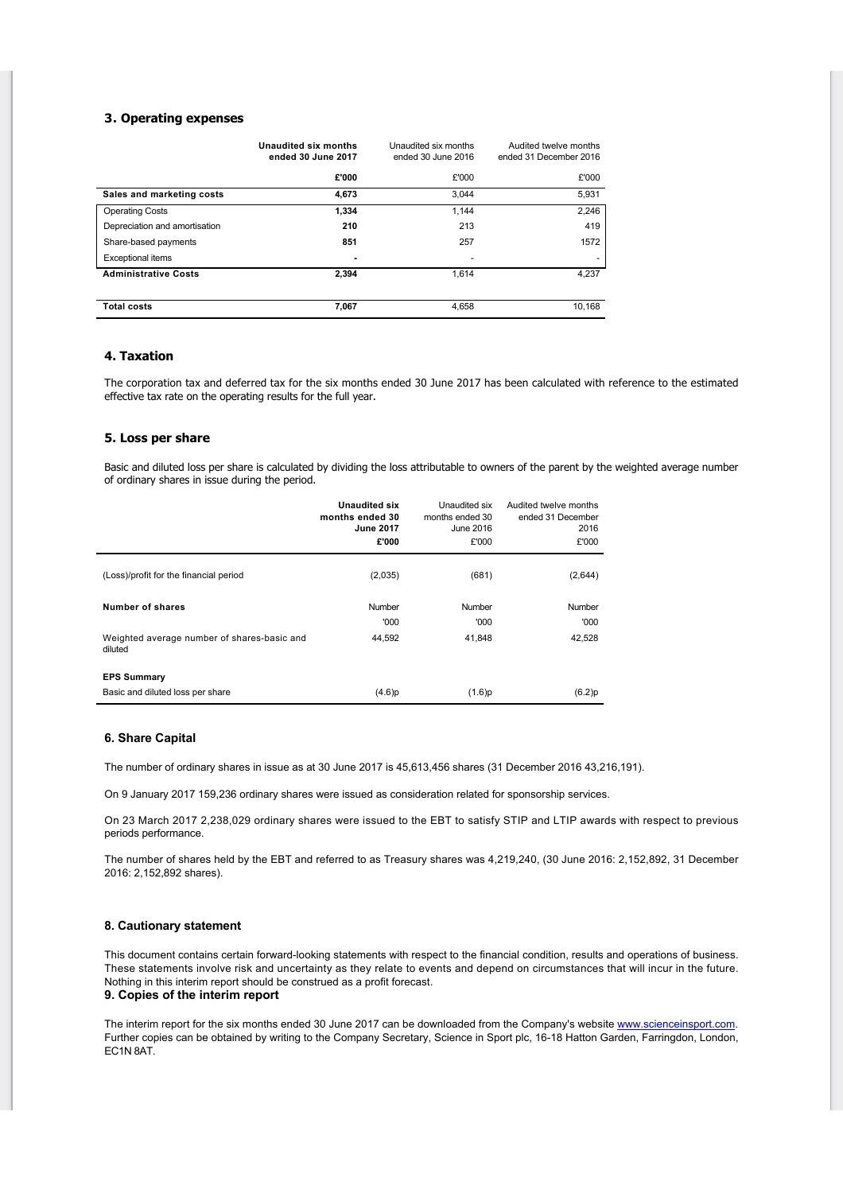## 3. Operating expenses

| | **Unaudited six months ended 30 June 2017** | Unaudited six months ended 30 June 2016 | Audited twelve months ended 31 December 2016 |
|---|---|---|---|
| | **£'000** | £'000 | £'000 |
| **Sales and marketing costs** | **4,673** | 3,044 | 5,931 |
| Operating Costs | **1,334** | 1,144 | 2,246 |
| Depreciation and amortisation | **210** | 213 | 419 |
| Share-based payments | **851** | 257 | 1572 |
| Exceptional items | **-** | - | - |
| **Administrative Costs** | **2,394** | 1,614 | 4,237 |
| | | | |
| **Total costs** | **7,067** | 4,658 | 10,168 |

## 4. Taxation

The corporation tax and deferred tax for the six months ended 30 June 2017 has been calculated with reference to the estimated effective tax rate on the operating results for the full year.

## 5. Loss per share

Basic and diluted loss per share is calculated by dividing the loss attributable to owners of the parent by the weighted average number of ordinary shares in issue during the period.

| | **Unaudited six months ended 30 June 2017** | Unaudited six months ended 30 June 2016 | Audited twelve months ended 31 December 2016 |
|---|---|---|---|
| | **£'000** | £'000 | £'000 |
| (Loss)/profit for the financial period | (2,035) | (681) | (2,644) |
| **Number of shares** | Number | Number | Number |
| | '000 | '000 | '000 |
| Weighted average number of shares-basic and diluted | 44,592 | 41,848 | 42,528 |
| **EPS Summary** | | | |
| Basic and diluted loss per share | (4.6)p | (1.6)p | (6.2)p |

## 6. Share Capital

The number of ordinary shares in issue as at 30 June 2017 is 45,613,456 shares (31 December 2016 43,216,191).

On 9 January 2017 159,236 ordinary shares were issued as consideration related for sponsorship services.

On 23 March 2017 2,238,029 ordinary shares were issued to the EBT to satisfy STIP and LTIP awards with respect to previous periods performance.

The number of shares held by the EBT and referred to as Treasury shares was 4,219,240, (30 June 2016: 2,152,892, 31 December 2016: 2,152,892 shares).

## 8. Cautionary statement

This document contains certain forward-looking statements with respect to the financial condition, results and operations of business. These statements involve risk and uncertainty as they relate to events and depend on circumstances that will incur in the future. Nothing in this interim report should be construed as a profit forecast.

## 9. Copies of the interim report

The interim report for the six months ended 30 June 2017 can be downloaded from the Company's website www.scienceinsport.com. Further copies can be obtained by writing to the Company Secretary, Science in Sport plc, 16-18 Hatton Garden, Farringdon, London, EC1N 8AT.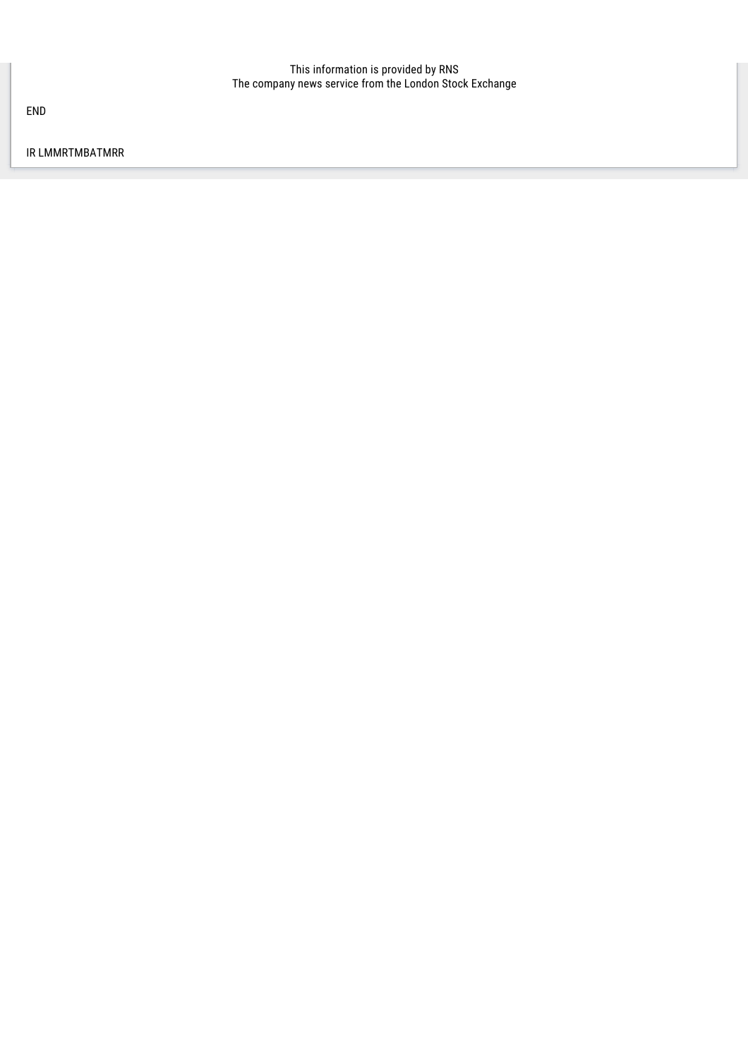This information is provided by RNS
The company news service from the London Stock Exchange

END

IR LMMRTMBATMRR